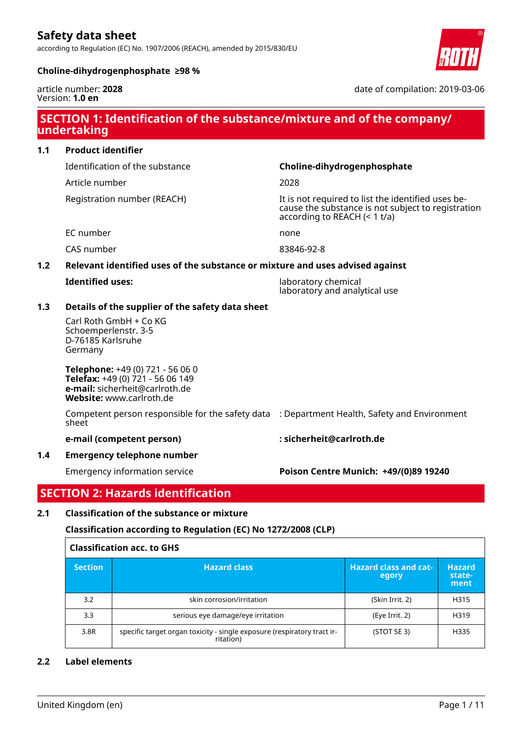# Safety data sheet

according to Regulation (EC) No. 1907/2006 (REACH), amended by 2015/830/EU

**Choline-dihydrogenphosphate ≥98 %**

article number: **2028**
Version: **1.0 en**

date of compilation: 2019-03-06

## SECTION 1: Identification of the substance/mixture and of the company/ undertaking

### 1.1 Product identifier

| | |
|---|---|
| Identification of the substance | **Choline-dihydrogenphosphate** |
| Article number | 2028 |
| Registration number (REACH) | It is not required to list the identified uses because the substance is not subject to registration according to REACH (< 1 t/a) |
| EC number | none |
| CAS number | 83846-92-8 |

### 1.2 Relevant identified uses of the substance or mixture and uses advised against

**Identified uses:** laboratory chemical
laboratory and analytical use

### 1.3 Details of the supplier of the safety data sheet

Carl Roth GmbH + Co KG
Schoemperlenstr. 3-5
D-76185 Karlsruhe
Germany

**Telephone:** +49 (0) 721 - 56 06 0
**Telefax:** +49 (0) 721 - 56 06 149
**e-mail:** sicherheit@carlroth.de
**Website:** www.carlroth.de

Competent person responsible for the safety data sheet : Department Health, Safety and Environment

**e-mail (competent person) : sicherheit@carlroth.de**

### 1.4 Emergency telephone number

Emergency information service **Poison Centre Munich: +49/(0)89 19240**

## SECTION 2: Hazards identification

### 2.1 Classification of the substance or mixture

**Classification according to Regulation (EC) No 1272/2008 (CLP)**

**Classification acc. to GHS**

| Section | Hazard class | Hazard class and category | Hazard statement |
|---|---|---|---|
| 3.2 | skin corrosion/irritation | (Skin Irrit. 2) | H315 |
| 3.3 | serious eye damage/eye irritation | (Eye Irrit. 2) | H319 |
| 3.8R | specific target organ toxicity - single exposure (respiratory tract irritation) | (STOT SE 3) | H335 |

### 2.2 Label elements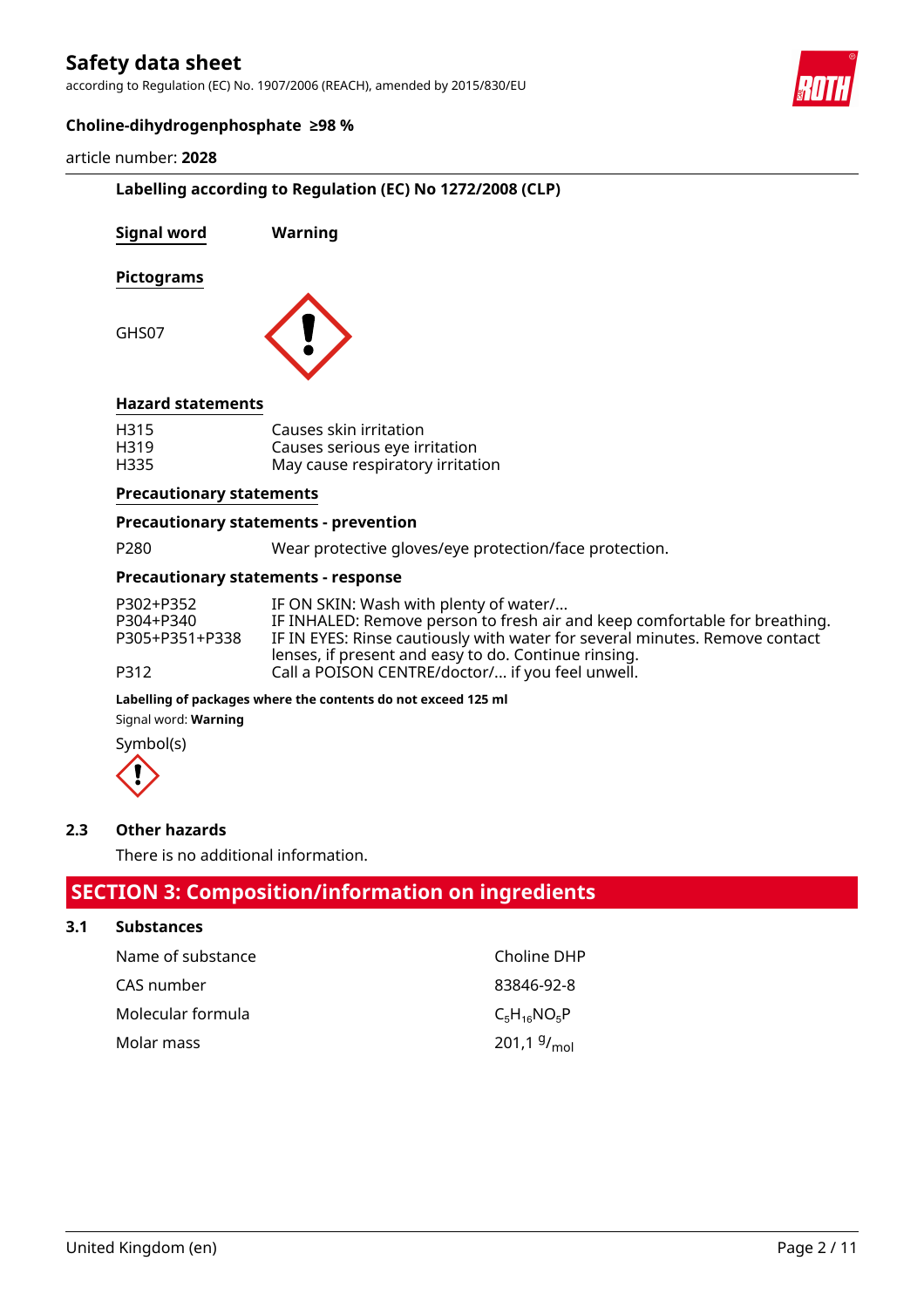**Labelling according to Regulation (EC) No 1272/2008 (CLP)**

**Signal word** **Warning**

**Pictograms**

GHS07

**Hazard statements**

| | |
|---|---|
| H315 | Causes skin irritation |
| H319 | Causes serious eye irritation |
| H335 | May cause respiratory irritation |

**Precautionary statements**

**Precautionary statements - prevention**

| | |
|---|---|
| P280 | Wear protective gloves/eye protection/face protection. |

**Precautionary statements - response**

| | |
|---|---|
| P302+P352 | IF ON SKIN: Wash with plenty of water/... |
| P304+P340 | IF INHALED: Remove person to fresh air and keep comfortable for breathing. |
| P305+P351+P338 | IF IN EYES: Rinse cautiously with water for several minutes. Remove contact lenses, if present and easy to do. Continue rinsing. |
| P312 | Call a POISON CENTRE/doctor/... if you feel unwell. |

**Labelling of packages where the contents do not exceed 125 ml**

Signal word: **Warning**

Symbol(s)

## 2.3 Other hazards

There is no additional information.

# SECTION 3: Composition/information on ingredients

## 3.1 Substances

| | |
|---|---|
| Name of substance | Choline DHP |
| CAS number | 83846-92-8 |
| Molecular formula | $C_5H_{16}NO_5P$ |
| Molar mass | 201,1 $^{g}/_{mol}$ |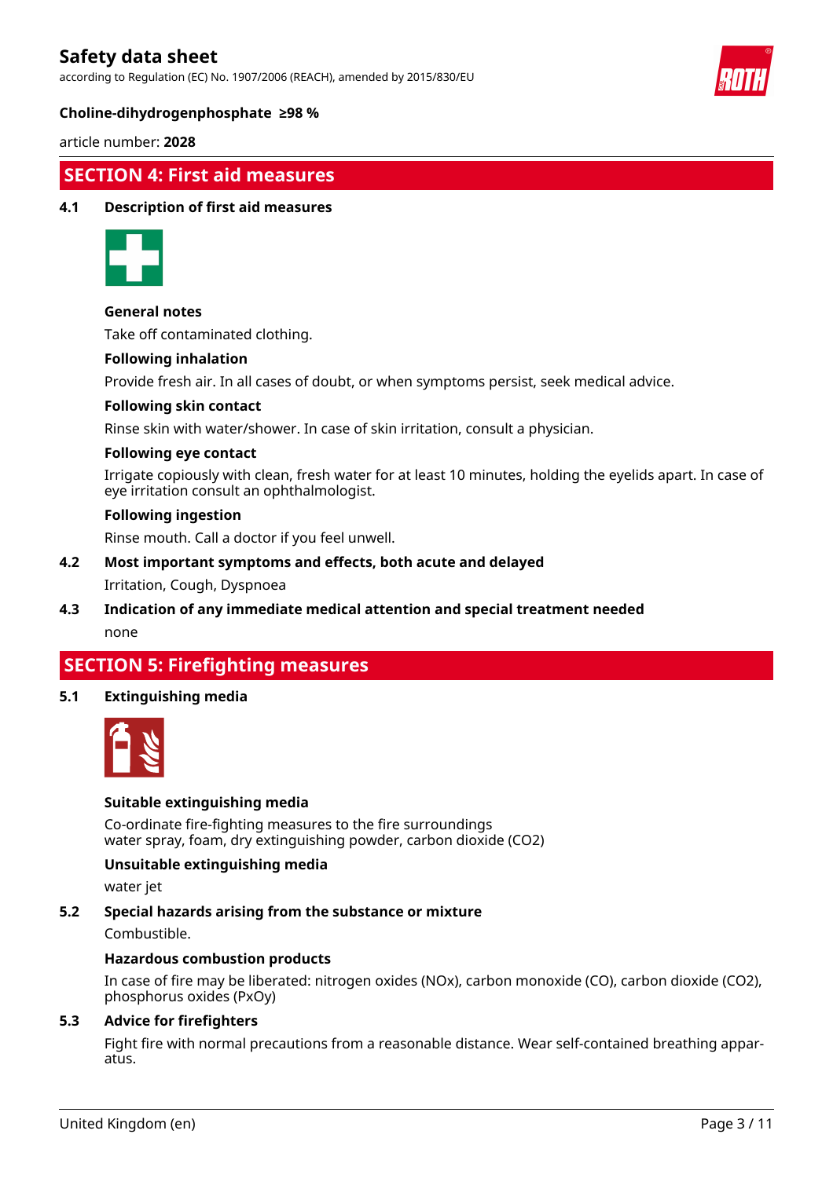## SECTION 4: First aid measures

### 4.1 Description of first aid measures

**General notes**

Take off contaminated clothing.

**Following inhalation**

Provide fresh air. In all cases of doubt, or when symptoms persist, seek medical advice.

**Following skin contact**

Rinse skin with water/shower. In case of skin irritation, consult a physician.

**Following eye contact**

Irrigate copiously with clean, fresh water for at least 10 minutes, holding the eyelids apart. In case of eye irritation consult an ophthalmologist.

**Following ingestion**

Rinse mouth. Call a doctor if you feel unwell.

### 4.2 Most important symptoms and effects, both acute and delayed

Irritation, Cough, Dyspnoea

### 4.3 Indication of any immediate medical attention and special treatment needed

none

## SECTION 5: Firefighting measures

### 5.1 Extinguishing media

**Suitable extinguishing media**

Co-ordinate fire-fighting measures to the fire surroundings
water spray, foam, dry extinguishing powder, carbon dioxide ($CO_2$)

**Unsuitable extinguishing media**

water jet

### 5.2 Special hazards arising from the substance or mixture

Combustible.

**Hazardous combustion products**

In case of fire may be liberated: nitrogen oxides ($NO_x$), carbon monoxide (CO), carbon dioxide ($CO_2$), phosphorus oxides ($P_xO_y$)

### 5.3 Advice for firefighters

Fight fire with normal precautions from a reasonable distance. Wear self-contained breathing apparatus.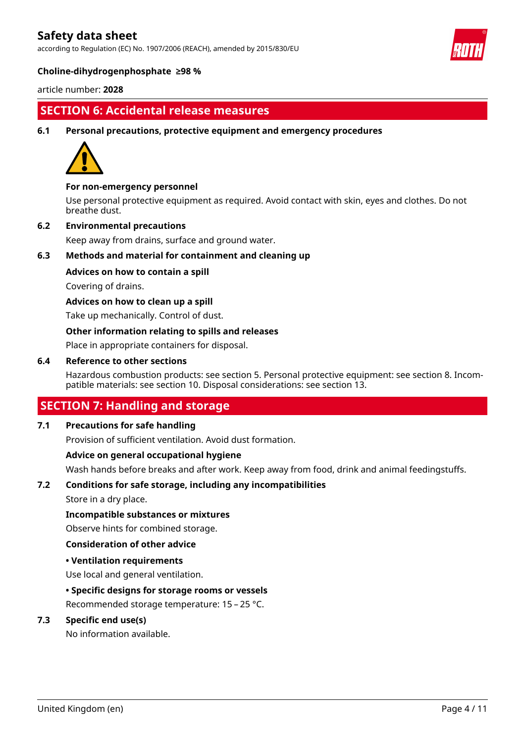## SECTION 6: Accidental release measures

### 6.1 Personal precautions, protective equipment and emergency procedures

**For non-emergency personnel**

Use personal protective equipment as required. Avoid contact with skin, eyes and clothes. Do not breathe dust.

### 6.2 Environmental precautions

Keep away from drains, surface and ground water.

### 6.3 Methods and material for containment and cleaning up

**Advices on how to contain a spill**

Covering of drains.

**Advices on how to clean up a spill**

Take up mechanically. Control of dust.

**Other information relating to spills and releases**

Place in appropriate containers for disposal.

### 6.4 Reference to other sections

Hazardous combustion products: see section 5. Personal protective equipment: see section 8. Incompatible materials: see section 10. Disposal considerations: see section 13.

## SECTION 7: Handling and storage

### 7.1 Precautions for safe handling

Provision of sufficient ventilation. Avoid dust formation.

**Advice on general occupational hygiene**

Wash hands before breaks and after work. Keep away from food, drink and animal feedingstuffs.

### 7.2 Conditions for safe storage, including any incompatibilities

Store in a dry place.

**Incompatible substances or mixtures**

Observe hints for combined storage.

**Consideration of other advice**

**• Ventilation requirements**

Use local and general ventilation.

**• Specific designs for storage rooms or vessels**

Recommended storage temperature: 15 – 25 °C.

### 7.3 Specific end use(s)

No information available.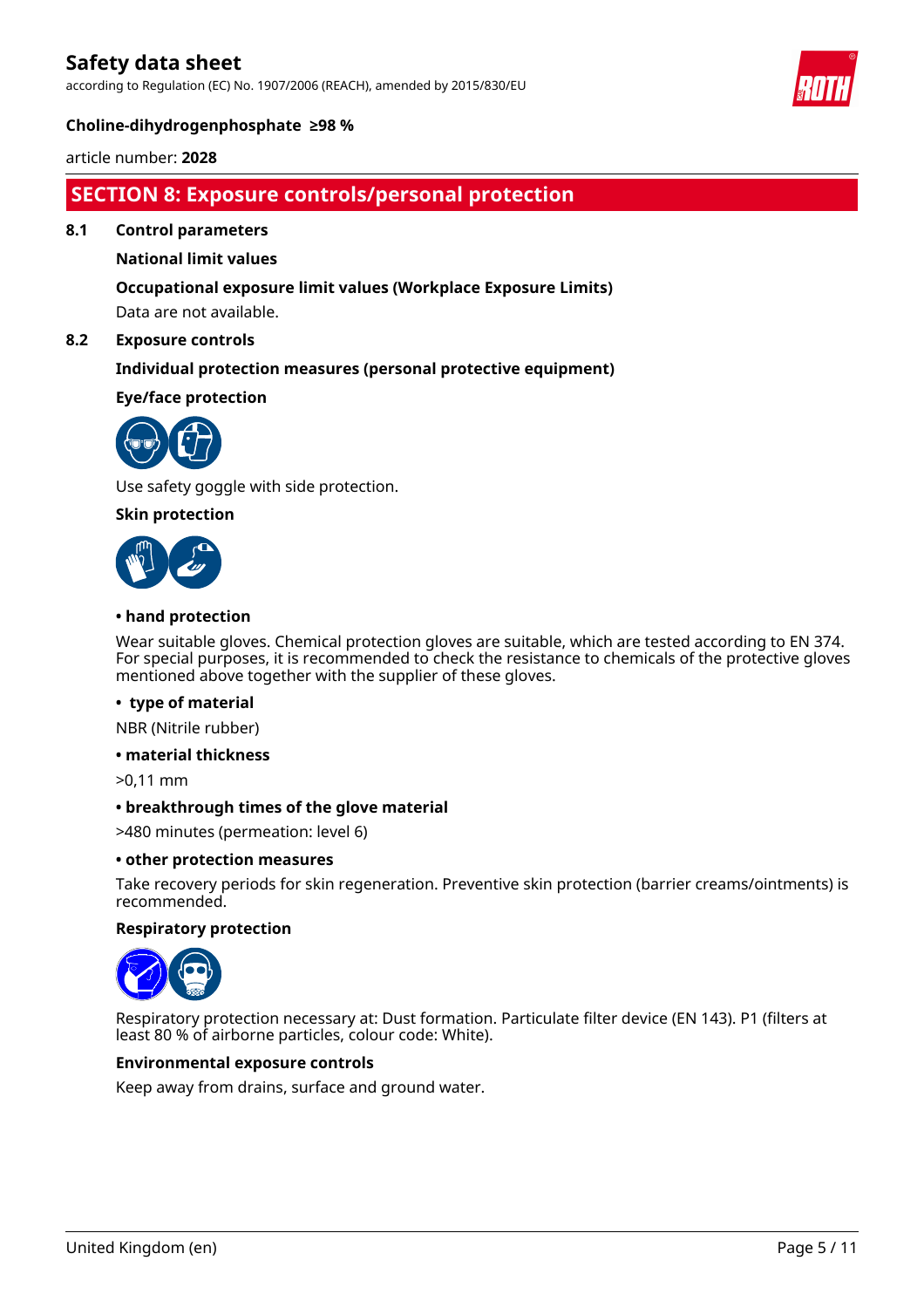## SECTION 8: Exposure controls/personal protection

### 8.1 Control parameters

**National limit values**

**Occupational exposure limit values (Workplace Exposure Limits)**

Data are not available.

### 8.2 Exposure controls

**Individual protection measures (personal protective equipment)**

**Eye/face protection**

Use safety goggle with side protection.

**Skin protection**

**• hand protection**

Wear suitable gloves. Chemical protection gloves are suitable, which are tested according to EN 374. For special purposes, it is recommended to check the resistance to chemicals of the protective gloves mentioned above together with the supplier of these gloves.

**• type of material**

NBR (Nitrile rubber)

**• material thickness**

>0,11 mm

**• breakthrough times of the glove material**

>480 minutes (permeation: level 6)

**• other protection measures**

Take recovery periods for skin regeneration. Preventive skin protection (barrier creams/ointments) is recommended.

**Respiratory protection**

Respiratory protection necessary at: Dust formation. Particulate filter device (EN 143). P1 (filters at least 80 % of airborne particles, colour code: White).

**Environmental exposure controls**

Keep away from drains, surface and ground water.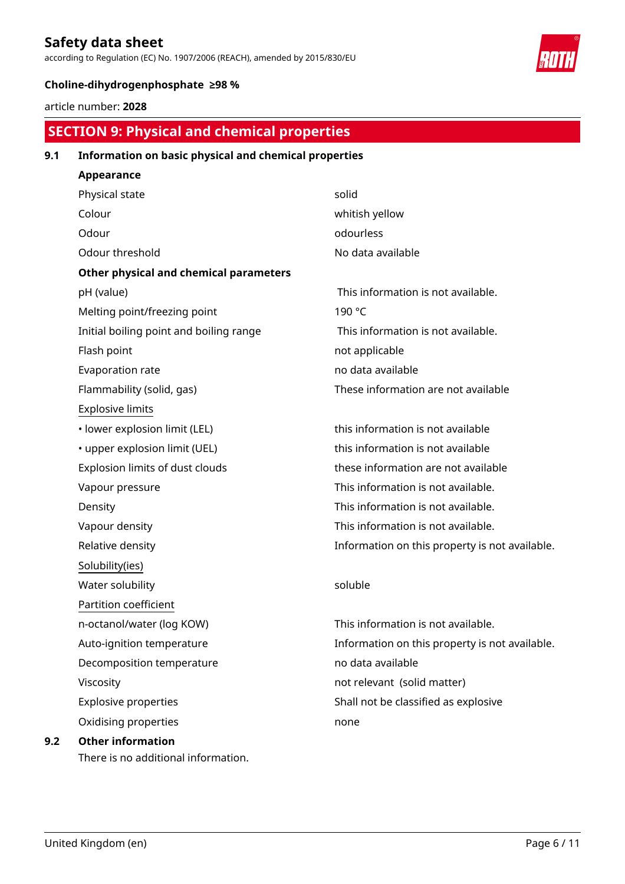## SECTION 9: Physical and chemical properties

### 9.1 Information on basic physical and chemical properties

**Appearance**

| | |
|---|---|
| Physical state | solid |
| Colour | whitish yellow |
| Odour | odourless |
| Odour threshold | No data available |

**Other physical and chemical parameters**

| | |
|---|---|
| pH (value) | This information is not available. |
| Melting point/freezing point | 190 °C |
| Initial boiling point and boiling range | This information is not available. |
| Flash point | not applicable |
| Evaporation rate | no data available |
| Flammability (solid, gas) | These information are not available |
| Explosive limits | |
| • lower explosion limit (LEL) | this information is not available |
| • upper explosion limit (UEL) | this information is not available |
| Explosion limits of dust clouds | these information are not available |
| Vapour pressure | This information is not available. |
| Density | This information is not available. |
| Vapour density | This information is not available. |
| Relative density | Information on this property is not available. |
| Solubility(ies) | |
| Water solubility | soluble |
| Partition coefficient | |
| n-octanol/water (log KOW) | This information is not available. |
| Auto-ignition temperature | Information on this property is not available. |
| Decomposition temperature | no data available |
| Viscosity | not relevant (solid matter) |
| Explosive properties | Shall not be classified as explosive |
| Oxidising properties | none |

### 9.2 Other information

There is no additional information.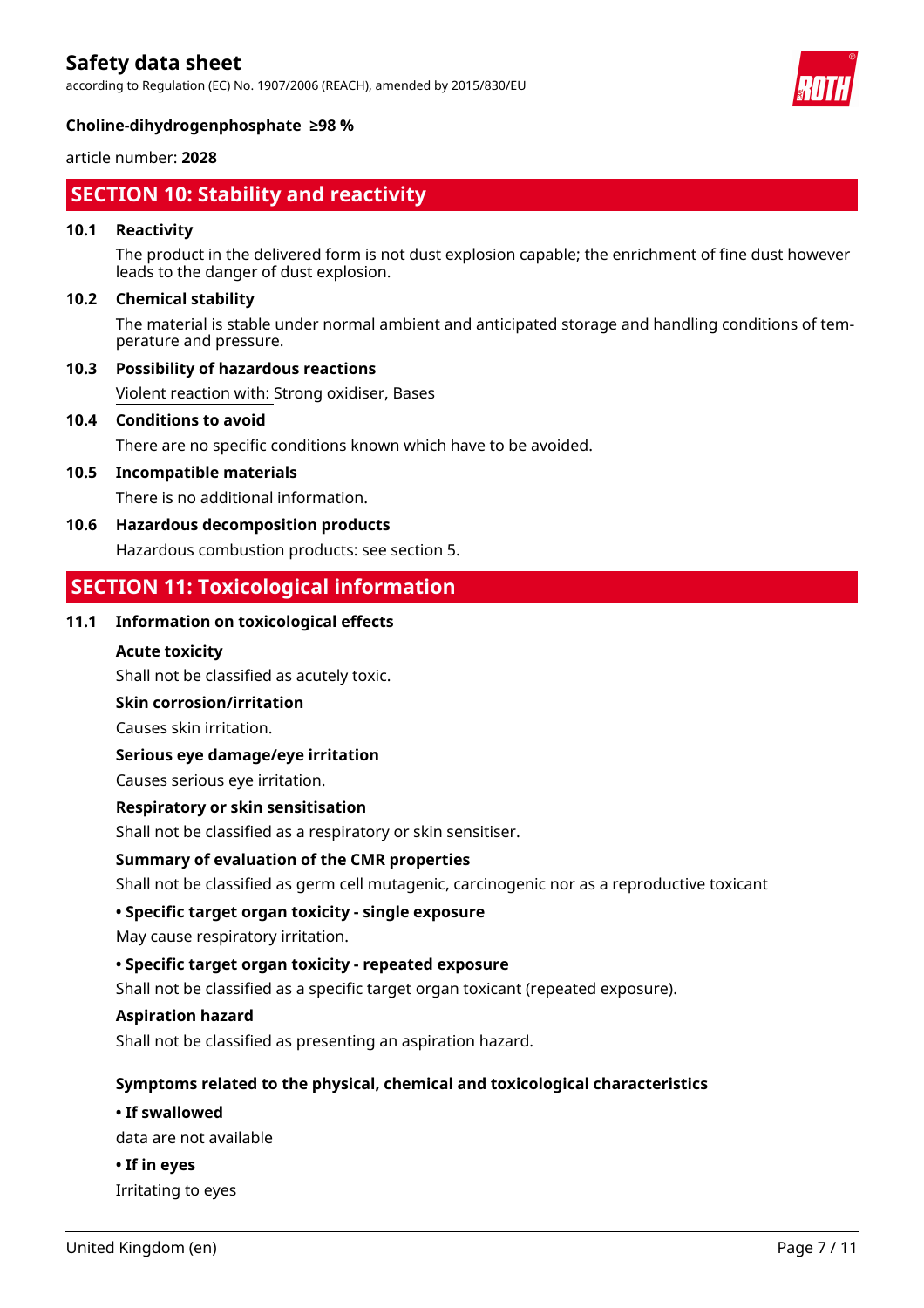## SECTION 10: Stability and reactivity

### 10.1 Reactivity

The product in the delivered form is not dust explosion capable; the enrichment of fine dust however leads to the danger of dust explosion.

### 10.2 Chemical stability

The material is stable under normal ambient and anticipated storage and handling conditions of temperature and pressure.

### 10.3 Possibility of hazardous reactions

Violent reaction with: Strong oxidiser, Bases

### 10.4 Conditions to avoid

There are no specific conditions known which have to be avoided.

### 10.5 Incompatible materials

There is no additional information.

### 10.6 Hazardous decomposition products

Hazardous combustion products: see section 5.

## SECTION 11: Toxicological information

### 11.1 Information on toxicological effects

**Acute toxicity**

Shall not be classified as acutely toxic.

**Skin corrosion/irritation**

Causes skin irritation.

**Serious eye damage/eye irritation**

Causes serious eye irritation.

**Respiratory or skin sensitisation**

Shall not be classified as a respiratory or skin sensitiser.

**Summary of evaluation of the CMR properties**

Shall not be classified as germ cell mutagenic, carcinogenic nor as a reproductive toxicant

**• Specific target organ toxicity - single exposure**

May cause respiratory irritation.

**• Specific target organ toxicity - repeated exposure**

Shall not be classified as a specific target organ toxicant (repeated exposure).

**Aspiration hazard**

Shall not be classified as presenting an aspiration hazard.

**Symptoms related to the physical, chemical and toxicological characteristics**

**• If swallowed**

data are not available

**• If in eyes**

Irritating to eyes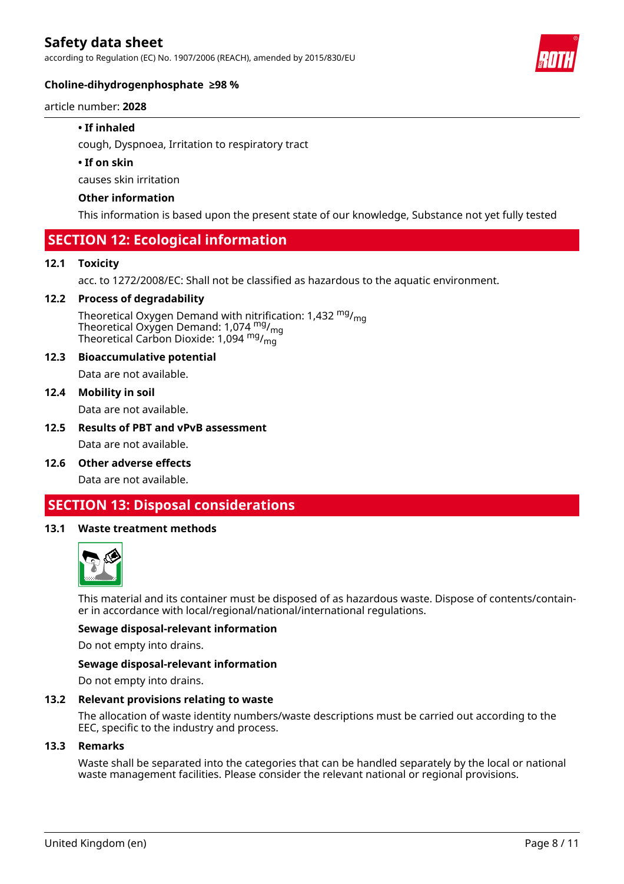- **If inhaled**

  cough, Dyspnoea, Irritation to respiratory tract

- **If on skin**

  causes skin irritation

**Other information**

This information is based upon the present state of our knowledge, Substance not yet fully tested

## SECTION 12: Ecological information

### 12.1 Toxicity

acc. to 1272/2008/EC: Shall not be classified as hazardous to the aquatic environment.

### 12.2 Process of degradability

Theoretical Oxygen Demand with nitrification: 1,432 $^{mg}/_{mg}$
Theoretical Oxygen Demand: 1,074 $^{mg}/_{mg}$
Theoretical Carbon Dioxide: 1,094 $^{mg}/_{mg}$

### 12.3 Bioaccumulative potential

Data are not available.

### 12.4 Mobility in soil

Data are not available.

### 12.5 Results of PBT and vPvB assessment

Data are not available.

### 12.6 Other adverse effects

Data are not available.

## SECTION 13: Disposal considerations

### 13.1 Waste treatment methods

This material and its container must be disposed of as hazardous waste. Dispose of contents/container in accordance with local/regional/national/international regulations.

**Sewage disposal-relevant information**

Do not empty into drains.

**Sewage disposal-relevant information**

Do not empty into drains.

### 13.2 Relevant provisions relating to waste

The allocation of waste identity numbers/waste descriptions must be carried out according to the EEC, specific to the industry and process.

### 13.3 Remarks

Waste shall be separated into the categories that can be handled separately by the local or national waste management facilities. Please consider the relevant national or regional provisions.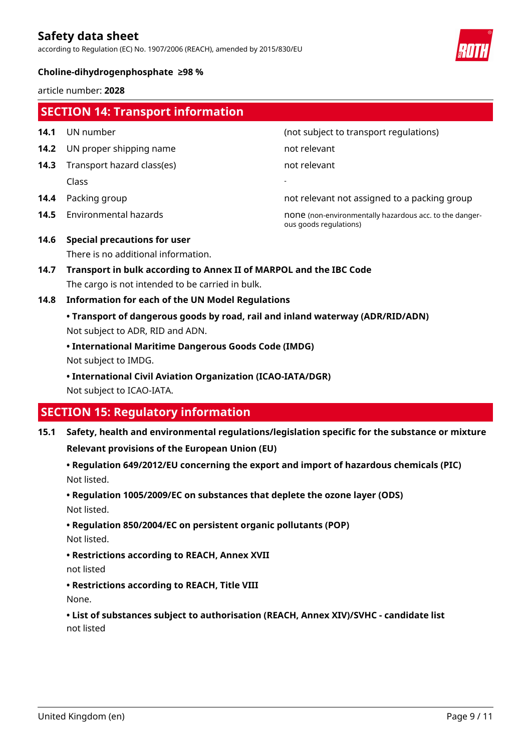## SECTION 14: Transport information

| | | |
|---|---|---|
| **14.1** | UN number | (not subject to transport regulations) |
| **14.2** | UN proper shipping name | not relevant |
| **14.3** | Transport hazard class(es) | not relevant |
| | Class | - |
| **14.4** | Packing group | not relevant not assigned to a packing group |
| **14.5** | Environmental hazards | none (non-environmentally hazardous acc. to the dangerous goods regulations) |

**14.6 Special precautions for user**

There is no additional information.

**14.7 Transport in bulk according to Annex II of MARPOL and the IBC Code**

The cargo is not intended to be carried in bulk.

**14.8 Information for each of the UN Model Regulations**

**• Transport of dangerous goods by road, rail and inland waterway (ADR/RID/ADN)**

Not subject to ADR, RID and ADN.

**• International Maritime Dangerous Goods Code (IMDG)**

Not subject to IMDG.

**• International Civil Aviation Organization (ICAO-IATA/DGR)**

Not subject to ICAO-IATA.

## SECTION 15: Regulatory information

**15.1 Safety, health and environmental regulations/legislation specific for the substance or mixture**

**Relevant provisions of the European Union (EU)**

**• Regulation 649/2012/EU concerning the export and import of hazardous chemicals (PIC)**

Not listed.

**• Regulation 1005/2009/EC on substances that deplete the ozone layer (ODS)**

Not listed.

**• Regulation 850/2004/EC on persistent organic pollutants (POP)**

Not listed.

**• Restrictions according to REACH, Annex XVII**

not listed

**• Restrictions according to REACH, Title VIII**

None.

**• List of substances subject to authorisation (REACH, Annex XIV)/SVHC - candidate list**

not listed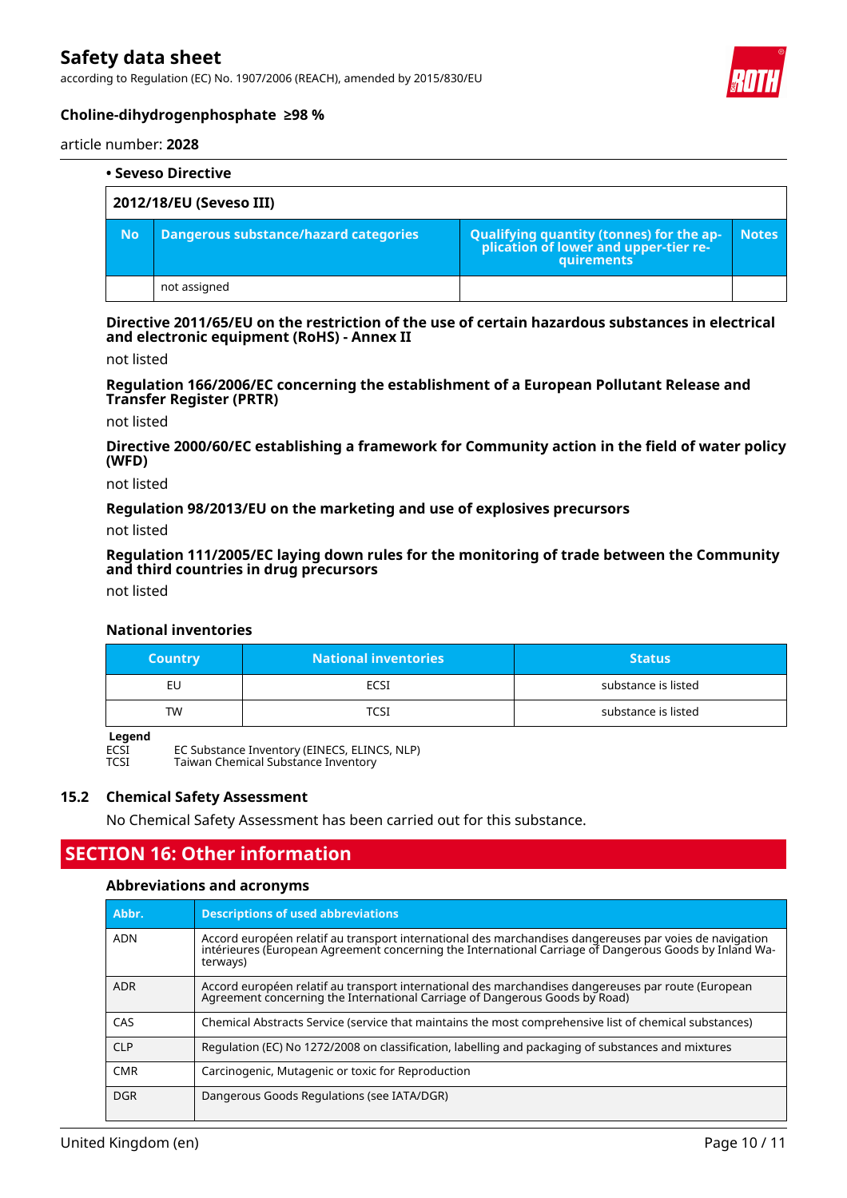**• Seveso Directive**

| 2012/18/EU (Seveso III) | | | |
|---|---|---|---|
| **No** | **Dangerous substance/hazard categories** | **Qualifying quantity (tonnes) for the application of lower and upper-tier requirements** | **Notes** |
| | not assigned | | |

**Directive 2011/65/EU on the restriction of the use of certain hazardous substances in electrical and electronic equipment (RoHS) - Annex II**

not listed

**Regulation 166/2006/EC concerning the establishment of a European Pollutant Release and Transfer Register (PRTR)**

not listed

**Directive 2000/60/EC establishing a framework for Community action in the field of water policy (WFD)**

not listed

**Regulation 98/2013/EU on the marketing and use of explosives precursors**

not listed

**Regulation 111/2005/EC laying down rules for the monitoring of trade between the Community and third countries in drug precursors**

not listed

**National inventories**

| Country | National inventories | Status |
|---|---|---|
| EU | ECSI | substance is listed |
| TW | TCSI | substance is listed |

**Legend**

ECSI EC Substance Inventory (EINECS, ELINCS, NLP)
TCSI Taiwan Chemical Substance Inventory

### 15.2 Chemical Safety Assessment

No Chemical Safety Assessment has been carried out for this substance.

## SECTION 16: Other information

**Abbreviations and acronyms**

| Abbr. | Descriptions of used abbreviations |
|---|---|
| ADN | Accord européen relatif au transport international des marchandises dangereuses par voies de navigation intérieures (European Agreement concerning the International Carriage of Dangerous Goods by Inland Waterways) |
| ADR | Accord européen relatif au transport international des marchandises dangereuses par route (European Agreement concerning the International Carriage of Dangerous Goods by Road) |
| CAS | Chemical Abstracts Service (service that maintains the most comprehensive list of chemical substances) |
| CLP | Regulation (EC) No 1272/2008 on classification, labelling and packaging of substances and mixtures |
| CMR | Carcinogenic, Mutagenic or toxic for Reproduction |
| DGR | Dangerous Goods Regulations (see IATA/DGR) |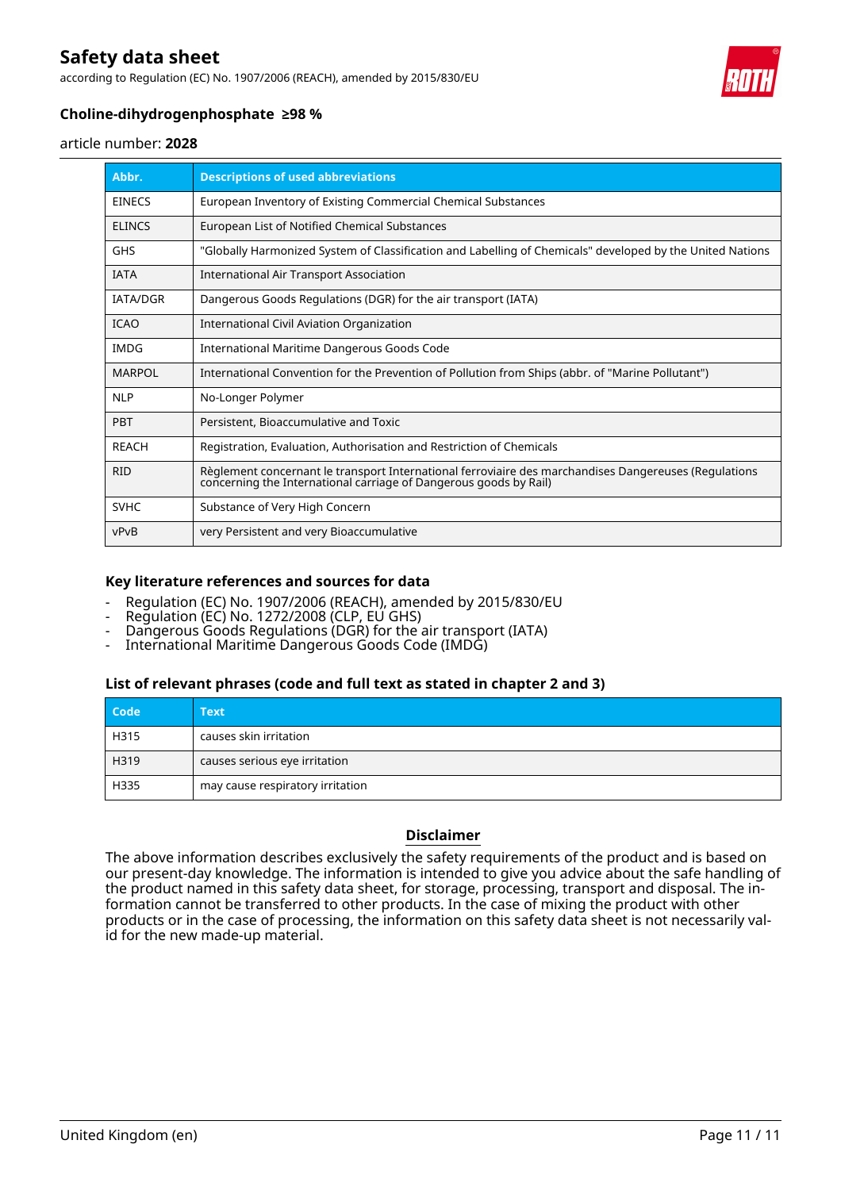| Abbr. | Descriptions of used abbreviations |
|---|---|
| EINECS | European Inventory of Existing Commercial Chemical Substances |
| ELINCS | European List of Notified Chemical Substances |
| GHS | "Globally Harmonized System of Classification and Labelling of Chemicals" developed by the United Nations |
| IATA | International Air Transport Association |
| IATA/DGR | Dangerous Goods Regulations (DGR) for the air transport (IATA) |
| ICAO | International Civil Aviation Organization |
| IMDG | International Maritime Dangerous Goods Code |
| MARPOL | International Convention for the Prevention of Pollution from Ships (abbr. of "Marine Pollutant") |
| NLP | No-Longer Polymer |
| PBT | Persistent, Bioaccumulative and Toxic |
| REACH | Registration, Evaluation, Authorisation and Restriction of Chemicals |
| RID | Règlement concernant le transport International ferroviaire des marchandises Dangereuses (Regulations concerning the International carriage of Dangerous goods by Rail) |
| SVHC | Substance of Very High Concern |
| vPvB | very Persistent and very Bioaccumulative |

### Key literature references and sources for data

- Regulation (EC) No. 1907/2006 (REACH), amended by 2015/830/EU
- Regulation (EC) No. 1272/2008 (CLP, EU GHS)
- Dangerous Goods Regulations (DGR) for the air transport (IATA)
- International Maritime Dangerous Goods Code (IMDG)

### List of relevant phrases (code and full text as stated in chapter 2 and 3)

| Code | Text |
|---|---|
| H315 | causes skin irritation |
| H319 | causes serious eye irritation |
| H335 | may cause respiratory irritation |

## Disclaimer

The above information describes exclusively the safety requirements of the product and is based on our present-day knowledge. The information is intended to give you advice about the safe handling of the product named in this safety data sheet, for storage, processing, transport and disposal. The information cannot be transferred to other products. In the case of mixing the product with other products or in the case of processing, the information on this safety data sheet is not necessarily valid for the new made-up material.